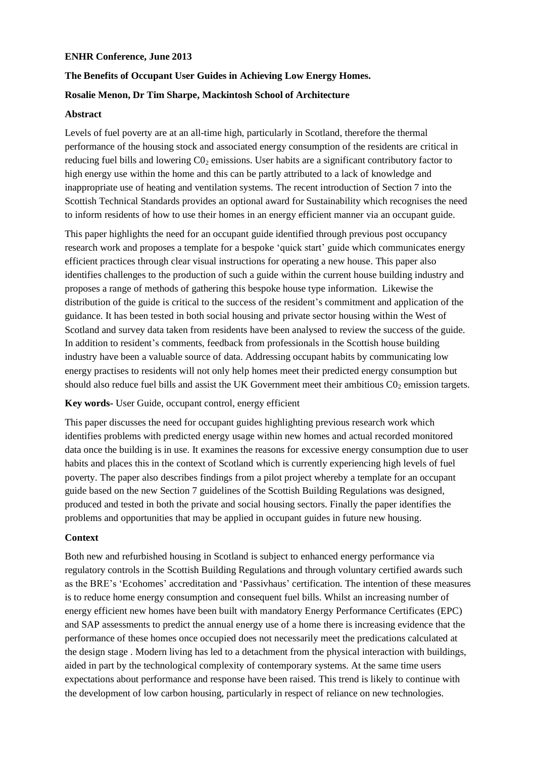**ENHR Conference, June 2013**

**The Benefits of Occupant User Guides in Achieving Low Energy Homes.**

**Rosalie Menon, Dr Tim Sharpe, Mackintosh School of Architecture**

## Abstract

Levels of fuel poverty are at an all-time high, particularly in Scotland, therefore the thermal performance of the housing stock and associated energy consumption of the residents are critical in reducing fuel bills and lowering $C0_2$ emissions. User habits are a significant contributory factor to high energy use within the home and this can be partly attributed to a lack of knowledge and inappropriate use of heating and ventilation systems. The recent introduction of Section 7 into the Scottish Technical Standards provides an optional award for Sustainability which recognises the need to inform residents of how to use their homes in an energy efficient manner via an occupant guide.

This paper highlights the need for an occupant guide identified through previous post occupancy research work and proposes a template for a bespoke 'quick start' guide which communicates energy efficient practices through clear visual instructions for operating a new house. This paper also identifies challenges to the production of such a guide within the current house building industry and proposes a range of methods of gathering this bespoke house type information. Likewise the distribution of the guide is critical to the success of the resident's commitment and application of the guidance. It has been tested in both social housing and private sector housing within the West of Scotland and survey data taken from residents have been analysed to review the success of the guide. In addition to resident's comments, feedback from professionals in the Scottish house building industry have been a valuable source of data. Addressing occupant habits by communicating low energy practises to residents will not only help homes meet their predicted energy consumption but should also reduce fuel bills and assist the UK Government meet their ambitious $C0_2$ emission targets.

**Key words**- User Guide, occupant control, energy efficient

This paper discusses the need for occupant guides highlighting previous research work which identifies problems with predicted energy usage within new homes and actual recorded monitored data once the building is in use. It examines the reasons for excessive energy consumption due to user habits and places this in the context of Scotland which is currently experiencing high levels of fuel poverty. The paper also describes findings from a pilot project whereby a template for an occupant guide based on the new Section 7 guidelines of the Scottish Building Regulations was designed, produced and tested in both the private and social housing sectors. Finally the paper identifies the problems and opportunities that may be applied in occupant guides in future new housing.

## Context

Both new and refurbished housing in Scotland is subject to enhanced energy performance via regulatory controls in the Scottish Building Regulations and through voluntary certified awards such as the BRE's 'Ecohomes' accreditation and 'Passivhaus' certification. The intention of these measures is to reduce home energy consumption and consequent fuel bills. Whilst an increasing number of energy efficient new homes have been built with mandatory Energy Performance Certificates (EPC) and SAP assessments to predict the annual energy use of a home there is increasing evidence that the performance of these homes once occupied does not necessarily meet the predications calculated at the design stage . Modern living has led to a detachment from the physical interaction with buildings, aided in part by the technological complexity of contemporary systems. At the same time users expectations about performance and response have been raised. This trend is likely to continue with the development of low carbon housing, particularly in respect of reliance on new technologies.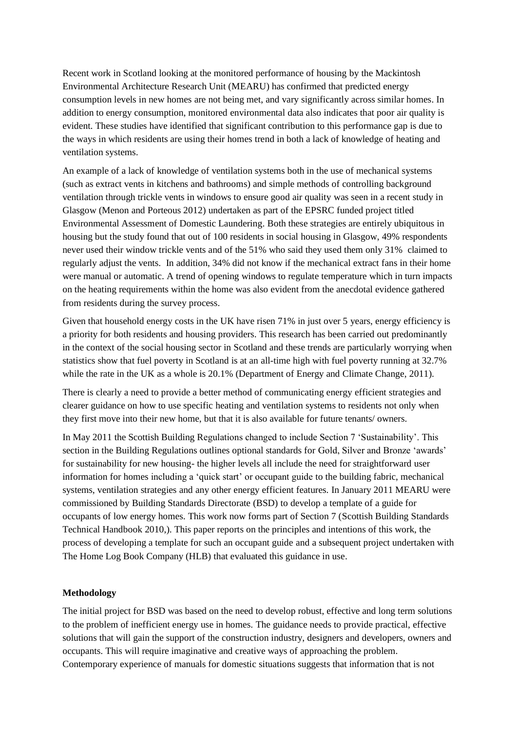Recent work in Scotland looking at the monitored performance of housing by the Mackintosh Environmental Architecture Research Unit (MEARU) has confirmed that predicted energy consumption levels in new homes are not being met, and vary significantly across similar homes. In addition to energy consumption, monitored environmental data also indicates that poor air quality is evident. These studies have identified that significant contribution to this performance gap is due to the ways in which residents are using their homes trend in both a lack of knowledge of heating and ventilation systems.

An example of a lack of knowledge of ventilation systems both in the use of mechanical systems (such as extract vents in kitchens and bathrooms) and simple methods of controlling background ventilation through trickle vents in windows to ensure good air quality was seen in a recent study in Glasgow (Menon and Porteous 2012) undertaken as part of the EPSRC funded project titled Environmental Assessment of Domestic Laundering. Both these strategies are entirely ubiquitous in housing but the study found that out of 100 residents in social housing in Glasgow, 49% respondents never used their window trickle vents and of the 51% who said they used them only 31% claimed to regularly adjust the vents. In addition, 34% did not know if the mechanical extract fans in their home were manual or automatic. A trend of opening windows to regulate temperature which in turn impacts on the heating requirements within the home was also evident from the anecdotal evidence gathered from residents during the survey process.

Given that household energy costs in the UK have risen 71% in just over 5 years, energy efficiency is a priority for both residents and housing providers. This research has been carried out predominantly in the context of the social housing sector in Scotland and these trends are particularly worrying when statistics show that fuel poverty in Scotland is at an all-time high with fuel poverty running at 32.7% while the rate in the UK as a whole is 20.1% (Department of Energy and Climate Change, 2011).

There is clearly a need to provide a better method of communicating energy efficient strategies and clearer guidance on how to use specific heating and ventilation systems to residents not only when they first move into their new home, but that it is also available for future tenants/ owners.

In May 2011 the Scottish Building Regulations changed to include Section 7 'Sustainability'. This section in the Building Regulations outlines optional standards for Gold, Silver and Bronze 'awards' for sustainability for new housing- the higher levels all include the need for straightforward user information for homes including a 'quick start' or occupant guide to the building fabric, mechanical systems, ventilation strategies and any other energy efficient features. In January 2011 MEARU were commissioned by Building Standards Directorate (BSD) to develop a template of a guide for occupants of low energy homes. This work now forms part of Section 7 (Scottish Building Standards Technical Handbook 2010,). This paper reports on the principles and intentions of this work, the process of developing a template for such an occupant guide and a subsequent project undertaken with The Home Log Book Company (HLB) that evaluated this guidance in use.

**Methodology**

The initial project for BSD was based on the need to develop robust, effective and long term solutions to the problem of inefficient energy use in homes. The guidance needs to provide practical, effective solutions that will gain the support of the construction industry, designers and developers, owners and occupants. This will require imaginative and creative ways of approaching the problem. Contemporary experience of manuals for domestic situations suggests that information that is not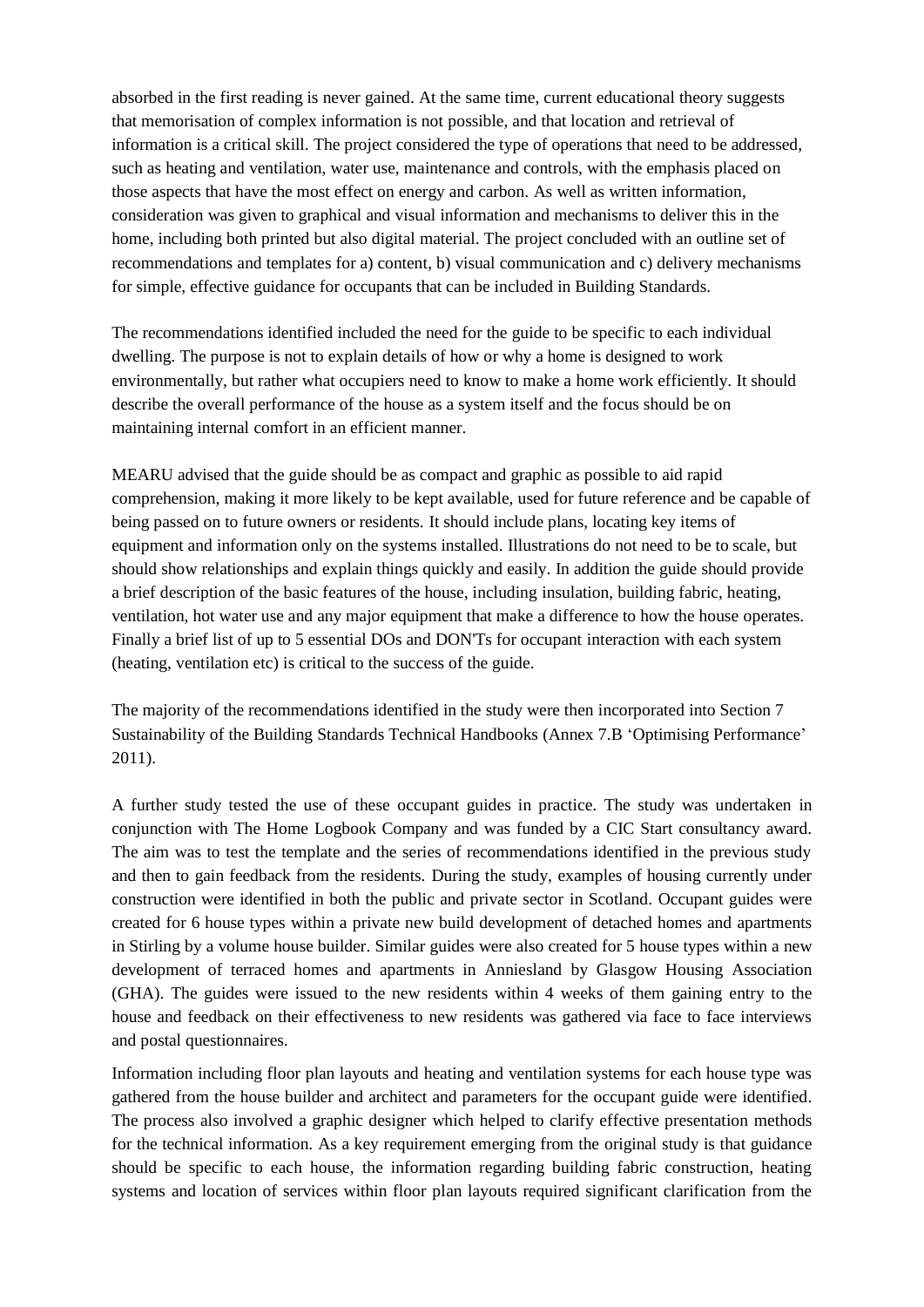absorbed in the first reading is never gained. At the same time, current educational theory suggests that memorisation of complex information is not possible, and that location and retrieval of information is a critical skill. The project considered the type of operations that need to be addressed, such as heating and ventilation, water use, maintenance and controls, with the emphasis placed on those aspects that have the most effect on energy and carbon. As well as written information, consideration was given to graphical and visual information and mechanisms to deliver this in the home, including both printed but also digital material. The project concluded with an outline set of recommendations and templates for a) content, b) visual communication and c) delivery mechanisms for simple, effective guidance for occupants that can be included in Building Standards.

The recommendations identified included the need for the guide to be specific to each individual dwelling. The purpose is not to explain details of how or why a home is designed to work environmentally, but rather what occupiers need to know to make a home work efficiently. It should describe the overall performance of the house as a system itself and the focus should be on maintaining internal comfort in an efficient manner.

MEARU advised that the guide should be as compact and graphic as possible to aid rapid comprehension, making it more likely to be kept available, used for future reference and be capable of being passed on to future owners or residents. It should include plans, locating key items of equipment and information only on the systems installed. Illustrations do not need to be to scale, but should show relationships and explain things quickly and easily. In addition the guide should provide a brief description of the basic features of the house, including insulation, building fabric, heating, ventilation, hot water use and any major equipment that make a difference to how the house operates. Finally a brief list of up to 5 essential DOs and DON'Ts for occupant interaction with each system (heating, ventilation etc) is critical to the success of the guide.

The majority of the recommendations identified in the study were then incorporated into Section 7 Sustainability of the Building Standards Technical Handbooks (Annex 7.B 'Optimising Performance' 2011).

A further study tested the use of these occupant guides in practice. The study was undertaken in conjunction with The Home Logbook Company and was funded by a CIC Start consultancy award. The aim was to test the template and the series of recommendations identified in the previous study and then to gain feedback from the residents. During the study, examples of housing currently under construction were identified in both the public and private sector in Scotland. Occupant guides were created for 6 house types within a private new build development of detached homes and apartments in Stirling by a volume house builder. Similar guides were also created for 5 house types within a new development of terraced homes and apartments in Anniesland by Glasgow Housing Association (GHA). The guides were issued to the new residents within 4 weeks of them gaining entry to the house and feedback on their effectiveness to new residents was gathered via face to face interviews and postal questionnaires.

Information including floor plan layouts and heating and ventilation systems for each house type was gathered from the house builder and architect and parameters for the occupant guide were identified. The process also involved a graphic designer which helped to clarify effective presentation methods for the technical information. As a key requirement emerging from the original study is that guidance should be specific to each house, the information regarding building fabric construction, heating systems and location of services within floor plan layouts required significant clarification from the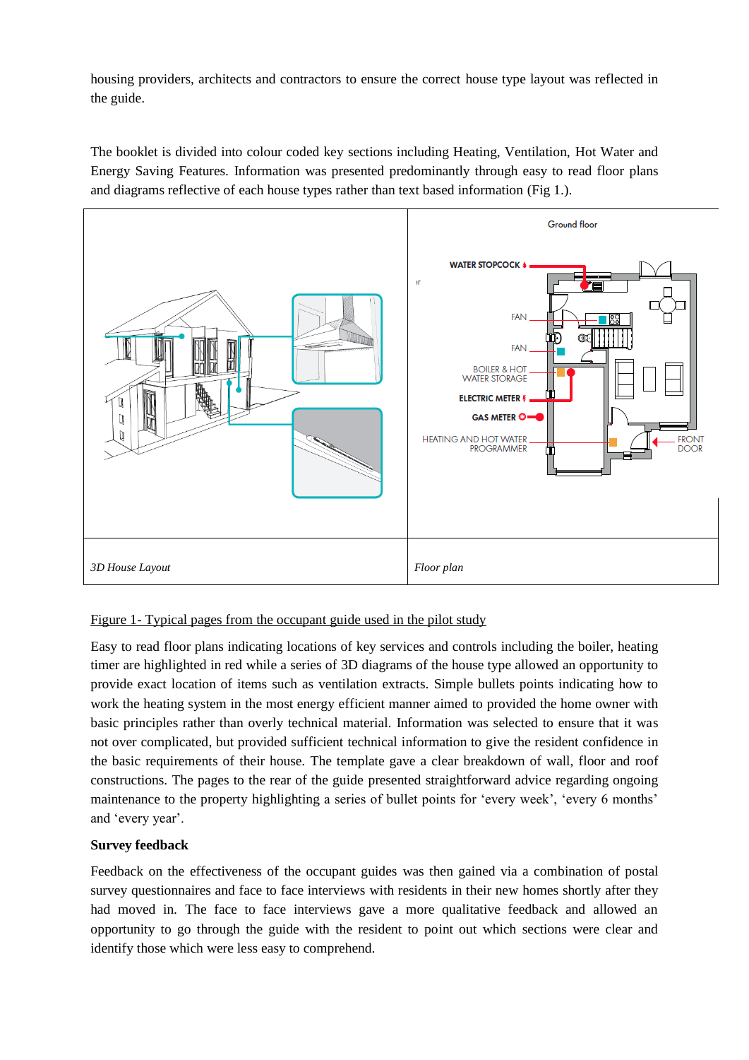housing providers, architects and contractors to ensure the correct house type layout was reflected in the guide.

The booklet is divided into colour coded key sections including Heating, Ventilation, Hot Water and Energy Saving Features. Information was presented predominantly through easy to read floor plans and diagrams reflective of each house types rather than text based information (Fig 1.).

| 3D House Layout | Floor plan |
|---|---|

Figure 1- Typical pages from the occupant guide used in the pilot study

Easy to read floor plans indicating locations of key services and controls including the boiler, heating timer are highlighted in red while a series of 3D diagrams of the house type allowed an opportunity to provide exact location of items such as ventilation extracts. Simple bullets points indicating how to work the heating system in the most energy efficient manner aimed to provided the home owner with basic principles rather than overly technical material. Information was selected to ensure that it was not over complicated, but provided sufficient technical information to give the resident confidence in the basic requirements of their house. The template gave a clear breakdown of wall, floor and roof constructions. The pages to the rear of the guide presented straightforward advice regarding ongoing maintenance to the property highlighting a series of bullet points for 'every week', 'every 6 months' and 'every year'.

**Survey feedback**

Feedback on the effectiveness of the occupant guides was then gained via a combination of postal survey questionnaires and face to face interviews with residents in their new homes shortly after they had moved in. The face to face interviews gave a more qualitative feedback and allowed an opportunity to go through the guide with the resident to point out which sections were clear and identify those which were less easy to comprehend.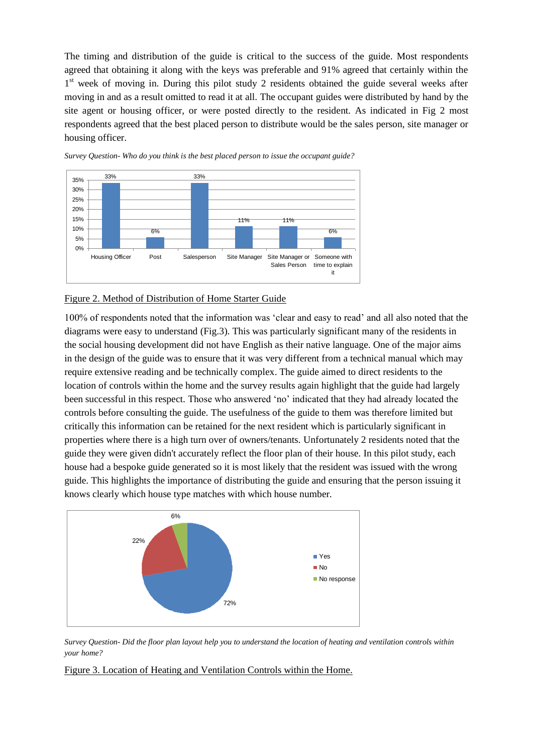The timing and distribution of the guide is critical to the success of the guide. Most respondents agreed that obtaining it along with the keys was preferable and 91% agreed that certainly within the 1st week of moving in. During this pilot study 2 residents obtained the guide several weeks after moving in and as a result omitted to read it at all. The occupant guides were distributed by hand by the site agent or housing officer, or were posted directly to the resident. As indicated in Fig 2 most respondents agreed that the best placed person to distribute would be the sales person, site manager or housing officer.

*Survey Question- Who do you think is the best placed person to issue the occupant guide?*

| Housing Officer | Post | Salesperson | Site Manager | Site Manager or Sales Person | Someone with time to explain it |
|---|---|---|---|---|---|
| 33% | 6% | 33% | 11% | 11% | 6% |

Figure 2. Method of Distribution of Home Starter Guide

100% of respondents noted that the information was 'clear and easy to read' and all also noted that the diagrams were easy to understand (Fig.3). This was particularly significant many of the residents in the social housing development did not have English as their native language. One of the major aims in the design of the guide was to ensure that it was very different from a technical manual which may require extensive reading and be technically complex. The guide aimed to direct residents to the location of controls within the home and the survey results again highlight that the guide had largely been successful in this respect. Those who answered 'no' indicated that they had already located the controls before consulting the guide. The usefulness of the guide to them was therefore limited but critically this information can be retained for the next resident which is particularly significant in properties where there is a high turn over of owners/tenants. Unfortunately 2 residents noted that the guide they were given didn't accurately reflect the floor plan of their house. In this pilot study, each house had a bespoke guide generated so it is most likely that the resident was issued with the wrong guide. This highlights the importance of distributing the guide and ensuring that the person issuing it knows clearly which house type matches with which house number.

| Response | Percentage |
|---|---|
| Yes | 72% |
| No | 22% |
| No response | 6% |

*Survey Question- Did the floor plan layout help you to understand the location of heating and ventilation controls within your home?*

Figure 3. Location of Heating and Ventilation Controls within the Home.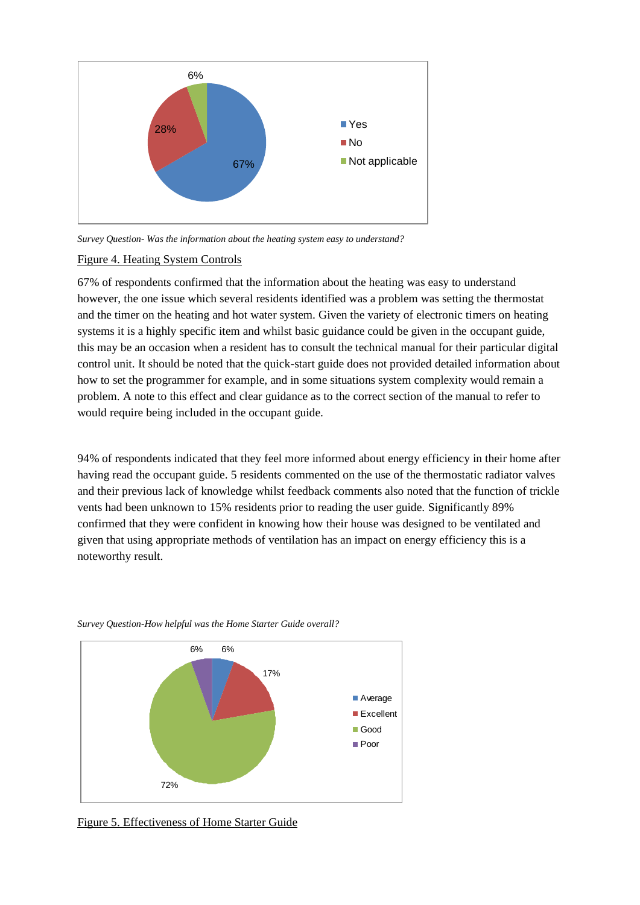*Survey Question- Was the information about the heating system easy to understand?*

Figure 4. Heating System Controls

67% of respondents confirmed that the information about the heating was easy to understand however, the one issue which several residents identified was a problem was setting the thermostat and the timer on the heating and hot water system. Given the variety of electronic timers on heating systems it is a highly specific item and whilst basic guidance could be given in the occupant guide, this may be an occasion when a resident has to consult the technical manual for their particular digital control unit. It should be noted that the quick-start guide does not provided detailed information about how to set the programmer for example, and in some situations system complexity would remain a problem. A note to this effect and clear guidance as to the correct section of the manual to refer to would require being included in the occupant guide.

94% of respondents indicated that they feel more informed about energy efficiency in their home after having read the occupant guide. 5 residents commented on the use of the thermostatic radiator valves and their previous lack of knowledge whilst feedback comments also noted that the function of trickle vents had been unknown to 15% residents prior to reading the user guide. Significantly 89% confirmed that they were confident in knowing how their house was designed to be ventilated and given that using appropriate methods of ventilation has an impact on energy efficiency this is a noteworthy result.

*Survey Question-How helpful was the Home Starter Guide overall?*

Figure 5. Effectiveness of Home Starter Guide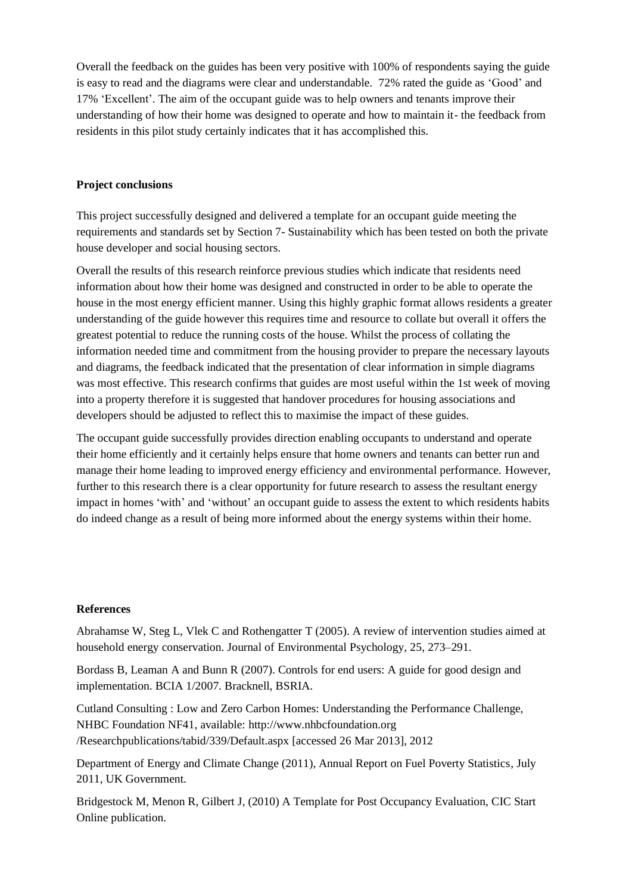Overall the feedback on the guides has been very positive with 100% of respondents saying the guide is easy to read and the diagrams were clear and understandable. 72% rated the guide as 'Good' and 17% 'Excellent'. The aim of the occupant guide was to help owners and tenants improve their understanding of how their home was designed to operate and how to maintain it- the feedback from residents in this pilot study certainly indicates that it has accomplished this.

**Project conclusions**

This project successfully designed and delivered a template for an occupant guide meeting the requirements and standards set by Section 7- Sustainability which has been tested on both the private house developer and social housing sectors.

Overall the results of this research reinforce previous studies which indicate that residents need information about how their home was designed and constructed in order to be able to operate the house in the most energy efficient manner. Using this highly graphic format allows residents a greater understanding of the guide however this requires time and resource to collate but overall it offers the greatest potential to reduce the running costs of the house. Whilst the process of collating the information needed time and commitment from the housing provider to prepare the necessary layouts and diagrams, the feedback indicated that the presentation of clear information in simple diagrams was most effective. This research confirms that guides are most useful within the 1st week of moving into a property therefore it is suggested that handover procedures for housing associations and developers should be adjusted to reflect this to maximise the impact of these guides.

The occupant guide successfully provides direction enabling occupants to understand and operate their home efficiently and it certainly helps ensure that home owners and tenants can better run and manage their home leading to improved energy efficiency and environmental performance. However, further to this research there is a clear opportunity for future research to assess the resultant energy impact in homes 'with' and 'without' an occupant guide to assess the extent to which residents habits do indeed change as a result of being more informed about the energy systems within their home.

**References**

Abrahamse W, Steg L, Vlek C and Rothengatter T (2005). A review of intervention studies aimed at household energy conservation. Journal of Environmental Psychology, 25, 273–291.

Bordass B, Leaman A and Bunn R (2007). Controls for end users: A guide for good design and implementation. BCIA 1/2007. Bracknell, BSRIA.

Cutland Consulting : Low and Zero Carbon Homes: Understanding the Performance Challenge, NHBC Foundation NF41, available: http://www.nhbcfoundation.org /Researchpublications/tabid/339/Default.aspx [accessed 26 Mar 2013], 2012

Department of Energy and Climate Change (2011), Annual Report on Fuel Poverty Statistics, July 2011, UK Government.

Bridgestock M, Menon R, Gilbert J, (2010) A Template for Post Occupancy Evaluation, CIC Start Online publication.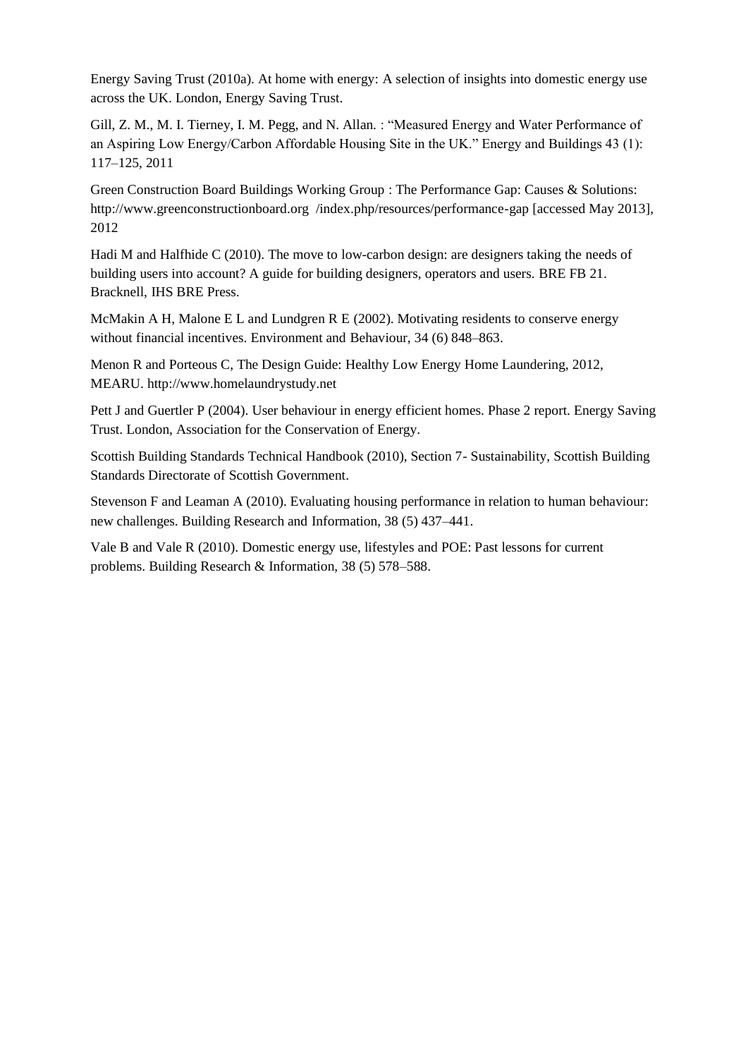Energy Saving Trust (2010a). At home with energy: A selection of insights into domestic energy use across the UK. London, Energy Saving Trust.

Gill, Z. M., M. I. Tierney, I. M. Pegg, and N. Allan. : "Measured Energy and Water Performance of an Aspiring Low Energy/Carbon Affordable Housing Site in the UK." Energy and Buildings 43 (1): 117–125, 2011

Green Construction Board Buildings Working Group : The Performance Gap: Causes & Solutions: http://www.greenconstructionboard.org /index.php/resources/performance-gap [accessed May 2013], 2012

Hadi M and Halfhide C (2010). The move to low-carbon design: are designers taking the needs of building users into account? A guide for building designers, operators and users. BRE FB 21. Bracknell, IHS BRE Press.

McMakin A H, Malone E L and Lundgren R E (2002). Motivating residents to conserve energy without financial incentives. Environment and Behaviour, 34 (6) 848–863.

Menon R and Porteous C, The Design Guide: Healthy Low Energy Home Laundering, 2012, MEARU. http://www.homelaundrystudy.net

Pett J and Guertler P (2004). User behaviour in energy efficient homes. Phase 2 report. Energy Saving Trust. London, Association for the Conservation of Energy.

Scottish Building Standards Technical Handbook (2010), Section 7- Sustainability, Scottish Building Standards Directorate of Scottish Government.

Stevenson F and Leaman A (2010). Evaluating housing performance in relation to human behaviour: new challenges. Building Research and Information, 38 (5) 437–441.

Vale B and Vale R (2010). Domestic energy use, lifestyles and POE: Past lessons for current problems. Building Research & Information, 38 (5) 578–588.